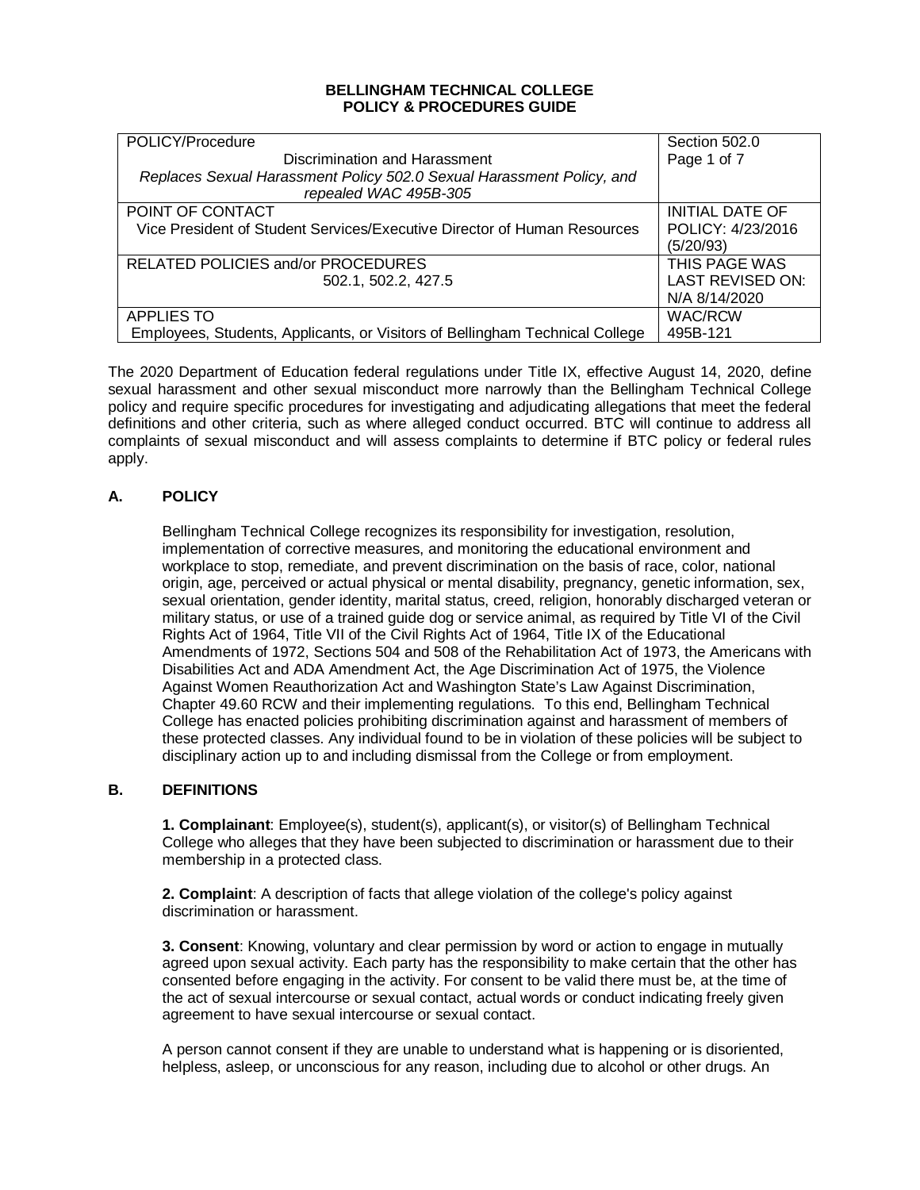**BELLINGHAM TECHNICAL COLLEGE**
**POLICY & PROCEDURES GUIDE**

| POLICY/Procedure<br>Discrimination and Harassment<br>*Replaces Sexual Harassment Policy 502.0 Sexual Harassment Policy, and repealed WAC 495B-305* | Section 502.0<br>Page 1 of 7 |
|---|---|
| POINT OF CONTACT<br>Vice President of Student Services/Executive Director of Human Resources | INITIAL DATE OF POLICY: 4/23/2016 (5/20/93) |
| RELATED POLICIES and/or PROCEDURES<br>502.1, 502.2, 427.5 | THIS PAGE WAS LAST REVISED ON: N/A 8/14/2020 |
| APPLIES TO<br>Employees, Students, Applicants, or Visitors of Bellingham Technical College | WAC/RCW<br>495B-121 |

The 2020 Department of Education federal regulations under Title IX, effective August 14, 2020, define sexual harassment and other sexual misconduct more narrowly than the Bellingham Technical College policy and require specific procedures for investigating and adjudicating allegations that meet the federal definitions and other criteria, such as where alleged conduct occurred. BTC will continue to address all complaints of sexual misconduct and will assess complaints to determine if BTC policy or federal rules apply.

## A. POLICY

Bellingham Technical College recognizes its responsibility for investigation, resolution, implementation of corrective measures, and monitoring the educational environment and workplace to stop, remediate, and prevent discrimination on the basis of race, color, national origin, age, perceived or actual physical or mental disability, pregnancy, genetic information, sex, sexual orientation, gender identity, marital status, creed, religion, honorably discharged veteran or military status, or use of a trained guide dog or service animal, as required by Title VI of the Civil Rights Act of 1964, Title VII of the Civil Rights Act of 1964, Title IX of the Educational Amendments of 1972, Sections 504 and 508 of the Rehabilitation Act of 1973, the Americans with Disabilities Act and ADA Amendment Act, the Age Discrimination Act of 1975, the Violence Against Women Reauthorization Act and Washington State's Law Against Discrimination, Chapter 49.60 RCW and their implementing regulations. To this end, Bellingham Technical College has enacted policies prohibiting discrimination against and harassment of members of these protected classes. Any individual found to be in violation of these policies will be subject to disciplinary action up to and including dismissal from the College or from employment.

## B. DEFINITIONS

**1. Complainant**: Employee(s), student(s), applicant(s), or visitor(s) of Bellingham Technical College who alleges that they have been subjected to discrimination or harassment due to their membership in a protected class.

**2. Complaint**: A description of facts that allege violation of the college's policy against discrimination or harassment.

**3. Consent**: Knowing, voluntary and clear permission by word or action to engage in mutually agreed upon sexual activity. Each party has the responsibility to make certain that the other has consented before engaging in the activity. For consent to be valid there must be, at the time of the act of sexual intercourse or sexual contact, actual words or conduct indicating freely given agreement to have sexual intercourse or sexual contact.

A person cannot consent if they are unable to understand what is happening or is disoriented, helpless, asleep, or unconscious for any reason, including due to alcohol or other drugs. An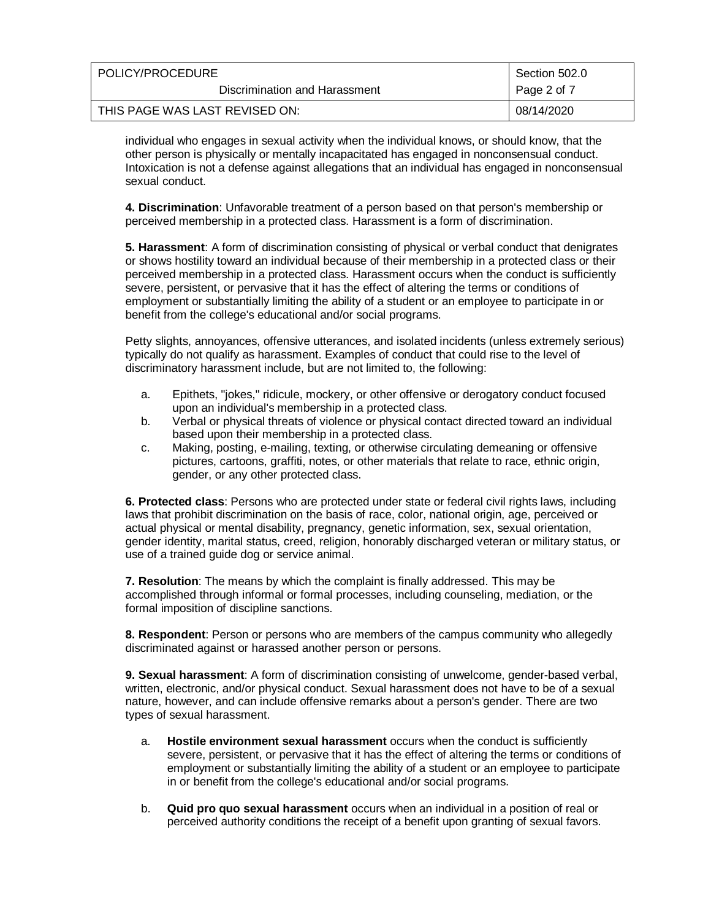individual who engages in sexual activity when the individual knows, or should know, that the other person is physically or mentally incapacitated has engaged in nonconsensual conduct. Intoxication is not a defense against allegations that an individual has engaged in nonconsensual sexual conduct.

**4. Discrimination**: Unfavorable treatment of a person based on that person's membership or perceived membership in a protected class. Harassment is a form of discrimination.

**5. Harassment**: A form of discrimination consisting of physical or verbal conduct that denigrates or shows hostility toward an individual because of their membership in a protected class or their perceived membership in a protected class. Harassment occurs when the conduct is sufficiently severe, persistent, or pervasive that it has the effect of altering the terms or conditions of employment or substantially limiting the ability of a student or an employee to participate in or benefit from the college's educational and/or social programs.

Petty slights, annoyances, offensive utterances, and isolated incidents (unless extremely serious) typically do not qualify as harassment. Examples of conduct that could rise to the level of discriminatory harassment include, but are not limited to, the following:

a. Epithets, "jokes," ridicule, mockery, or other offensive or derogatory conduct focused upon an individual's membership in a protected class.
b. Verbal or physical threats of violence or physical contact directed toward an individual based upon their membership in a protected class.
c. Making, posting, e-mailing, texting, or otherwise circulating demeaning or offensive pictures, cartoons, graffiti, notes, or other materials that relate to race, ethnic origin, gender, or any other protected class.

**6. Protected class**: Persons who are protected under state or federal civil rights laws, including laws that prohibit discrimination on the basis of race, color, national origin, age, perceived or actual physical or mental disability, pregnancy, genetic information, sex, sexual orientation, gender identity, marital status, creed, religion, honorably discharged veteran or military status, or use of a trained guide dog or service animal.

**7. Resolution**: The means by which the complaint is finally addressed. This may be accomplished through informal or formal processes, including counseling, mediation, or the formal imposition of discipline sanctions.

**8. Respondent**: Person or persons who are members of the campus community who allegedly discriminated against or harassed another person or persons.

**9. Sexual harassment**: A form of discrimination consisting of unwelcome, gender-based verbal, written, electronic, and/or physical conduct. Sexual harassment does not have to be of a sexual nature, however, and can include offensive remarks about a person's gender. There are two types of sexual harassment.

a. **Hostile environment sexual harassment** occurs when the conduct is sufficiently severe, persistent, or pervasive that it has the effect of altering the terms or conditions of employment or substantially limiting the ability of a student or an employee to participate in or benefit from the college's educational and/or social programs.

b. **Quid pro quo sexual harassment** occurs when an individual in a position of real or perceived authority conditions the receipt of a benefit upon granting of sexual favors.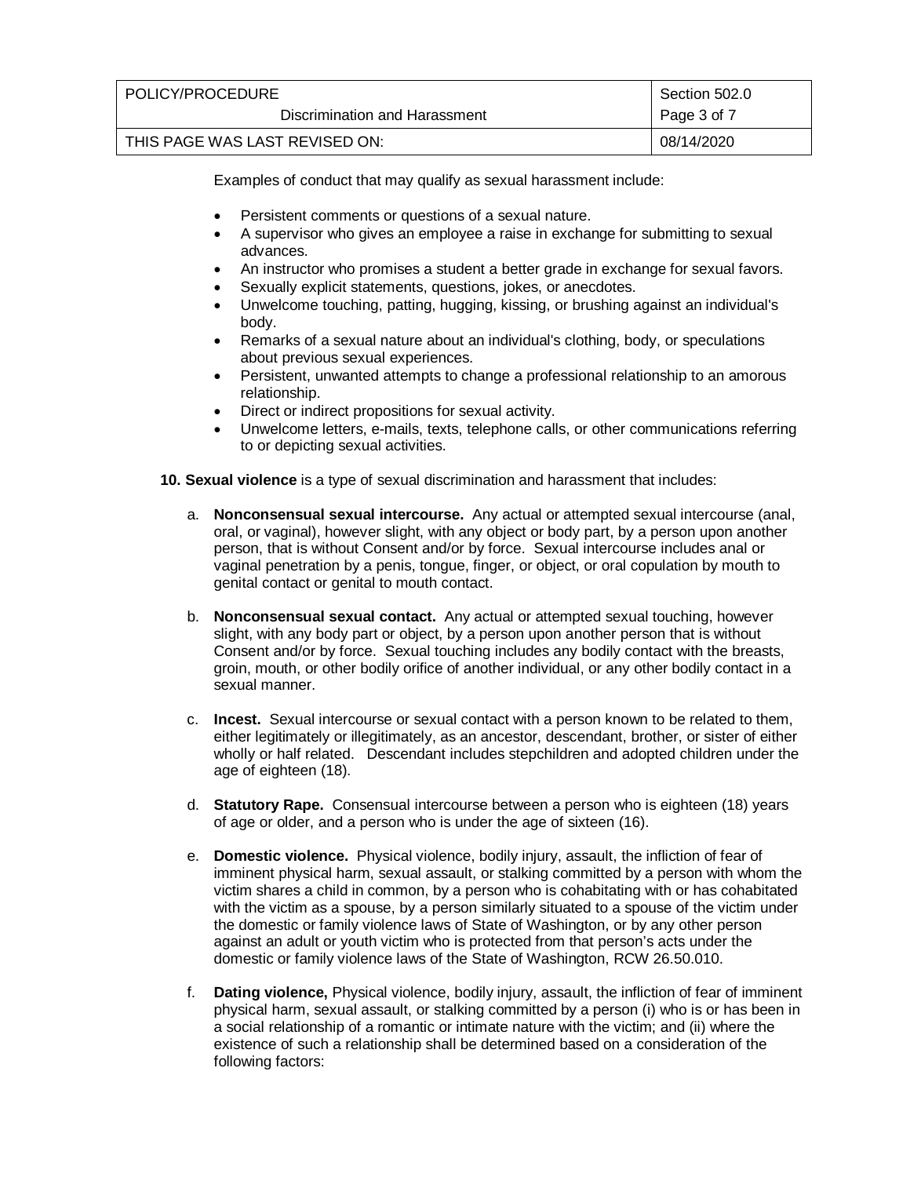Examples of conduct that may qualify as sexual harassment include:

- Persistent comments or questions of a sexual nature.
- A supervisor who gives an employee a raise in exchange for submitting to sexual advances.
- An instructor who promises a student a better grade in exchange for sexual favors.
- Sexually explicit statements, questions, jokes, or anecdotes.
- Unwelcome touching, patting, hugging, kissing, or brushing against an individual's body.
- Remarks of a sexual nature about an individual's clothing, body, or speculations about previous sexual experiences.
- Persistent, unwanted attempts to change a professional relationship to an amorous relationship.
- Direct or indirect propositions for sexual activity.
- Unwelcome letters, e-mails, texts, telephone calls, or other communications referring to or depicting sexual activities.

**10. Sexual violence** is a type of sexual discrimination and harassment that includes:

a. **Nonconsensual sexual intercourse.** Any actual or attempted sexual intercourse (anal, oral, or vaginal), however slight, with any object or body part, by a person upon another person, that is without Consent and/or by force. Sexual intercourse includes anal or vaginal penetration by a penis, tongue, finger, or object, or oral copulation by mouth to genital contact or genital to mouth contact.

b. **Nonconsensual sexual contact.** Any actual or attempted sexual touching, however slight, with any body part or object, by a person upon another person that is without Consent and/or by force. Sexual touching includes any bodily contact with the breasts, groin, mouth, or other bodily orifice of another individual, or any other bodily contact in a sexual manner.

c. **Incest.** Sexual intercourse or sexual contact with a person known to be related to them, either legitimately or illegitimately, as an ancestor, descendant, brother, or sister of either wholly or half related. Descendant includes stepchildren and adopted children under the age of eighteen (18).

d. **Statutory Rape.** Consensual intercourse between a person who is eighteen (18) years of age or older, and a person who is under the age of sixteen (16).

e. **Domestic violence.** Physical violence, bodily injury, assault, the infliction of fear of imminent physical harm, sexual assault, or stalking committed by a person with whom the victim shares a child in common, by a person who is cohabitating with or has cohabitated with the victim as a spouse, by a person similarly situated to a spouse of the victim under the domestic or family violence laws of State of Washington, or by any other person against an adult or youth victim who is protected from that person's acts under the domestic or family violence laws of the State of Washington, RCW 26.50.010.

f. **Dating violence,** Physical violence, bodily injury, assault, the infliction of fear of imminent physical harm, sexual assault, or stalking committed by a person (i) who is or has been in a social relationship of a romantic or intimate nature with the victim; and (ii) where the existence of such a relationship shall be determined based on a consideration of the following factors: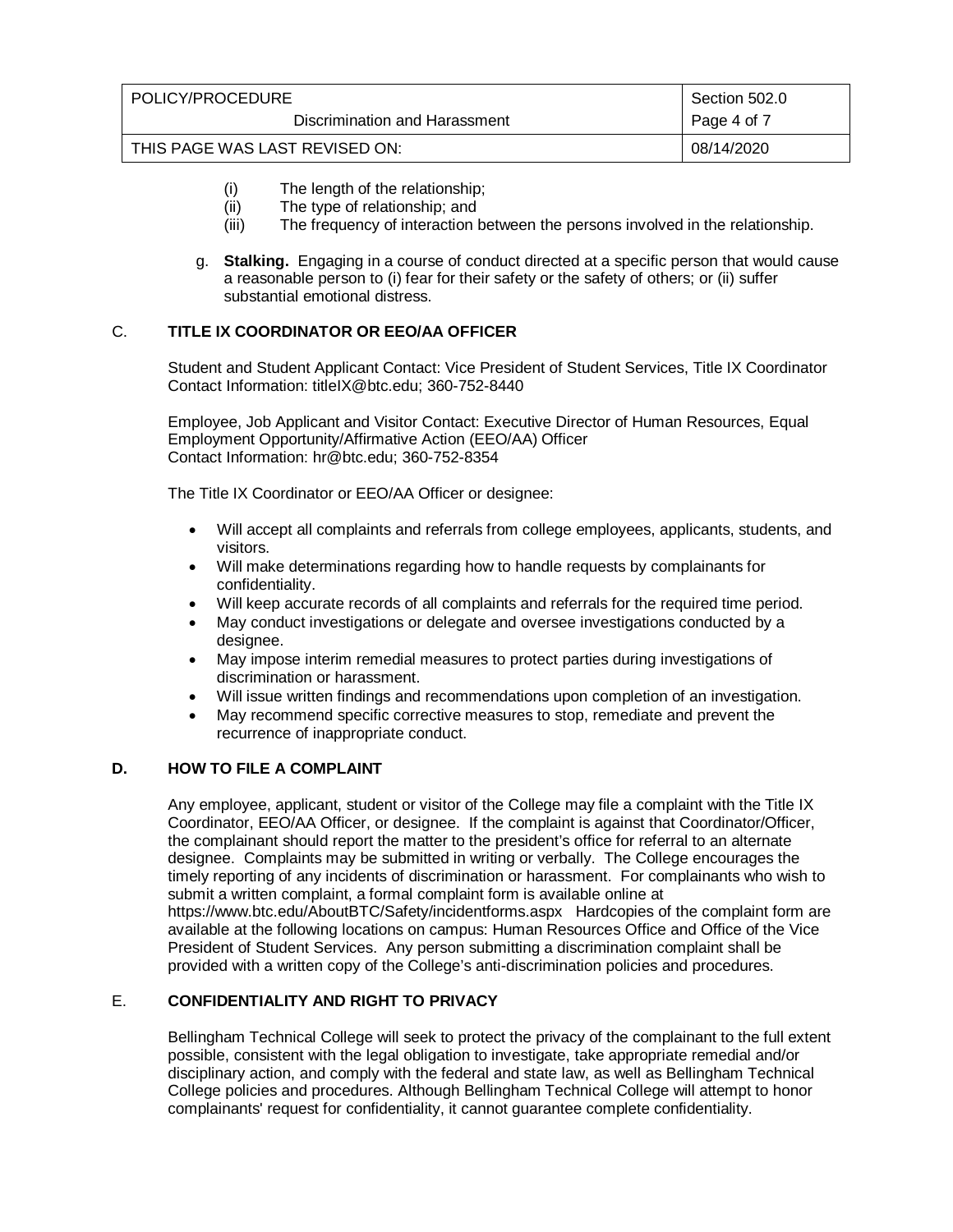(i) The length of the relationship;
(ii) The type of relationship; and
(iii) The frequency of interaction between the persons involved in the relationship.

g. **Stalking.** Engaging in a course of conduct directed at a specific person that would cause a reasonable person to (i) fear for their safety or the safety of others; or (ii) suffer substantial emotional distress.

## C. TITLE IX COORDINATOR OR EEO/AA OFFICER

Student and Student Applicant Contact: Vice President of Student Services, Title IX Coordinator
Contact Information: titleIX@btc.edu; 360-752-8440

Employee, Job Applicant and Visitor Contact: Executive Director of Human Resources, Equal Employment Opportunity/Affirmative Action (EEO/AA) Officer
Contact Information: hr@btc.edu; 360-752-8354

The Title IX Coordinator or EEO/AA Officer or designee:

- Will accept all complaints and referrals from college employees, applicants, students, and visitors.
- Will make determinations regarding how to handle requests by complainants for confidentiality.
- Will keep accurate records of all complaints and referrals for the required time period.
- May conduct investigations or delegate and oversee investigations conducted by a designee.
- May impose interim remedial measures to protect parties during investigations of discrimination or harassment.
- Will issue written findings and recommendations upon completion of an investigation.
- May recommend specific corrective measures to stop, remediate and prevent the recurrence of inappropriate conduct.

## D. HOW TO FILE A COMPLAINT

Any employee, applicant, student or visitor of the College may file a complaint with the Title IX Coordinator, EEO/AA Officer, or designee. If the complaint is against that Coordinator/Officer, the complainant should report the matter to the president's office for referral to an alternate designee. Complaints may be submitted in writing or verbally. The College encourages the timely reporting of any incidents of discrimination or harassment. For complainants who wish to submit a written complaint, a formal complaint form is available online at https://www.btc.edu/AboutBTC/Safety/incidentforms.aspx Hardcopies of the complaint form are available at the following locations on campus: Human Resources Office and Office of the Vice President of Student Services. Any person submitting a discrimination complaint shall be provided with a written copy of the College's anti-discrimination policies and procedures.

## E. CONFIDENTIALITY AND RIGHT TO PRIVACY

Bellingham Technical College will seek to protect the privacy of the complainant to the full extent possible, consistent with the legal obligation to investigate, take appropriate remedial and/or disciplinary action, and comply with the federal and state law, as well as Bellingham Technical College policies and procedures. Although Bellingham Technical College will attempt to honor complainants' request for confidentiality, it cannot guarantee complete confidentiality.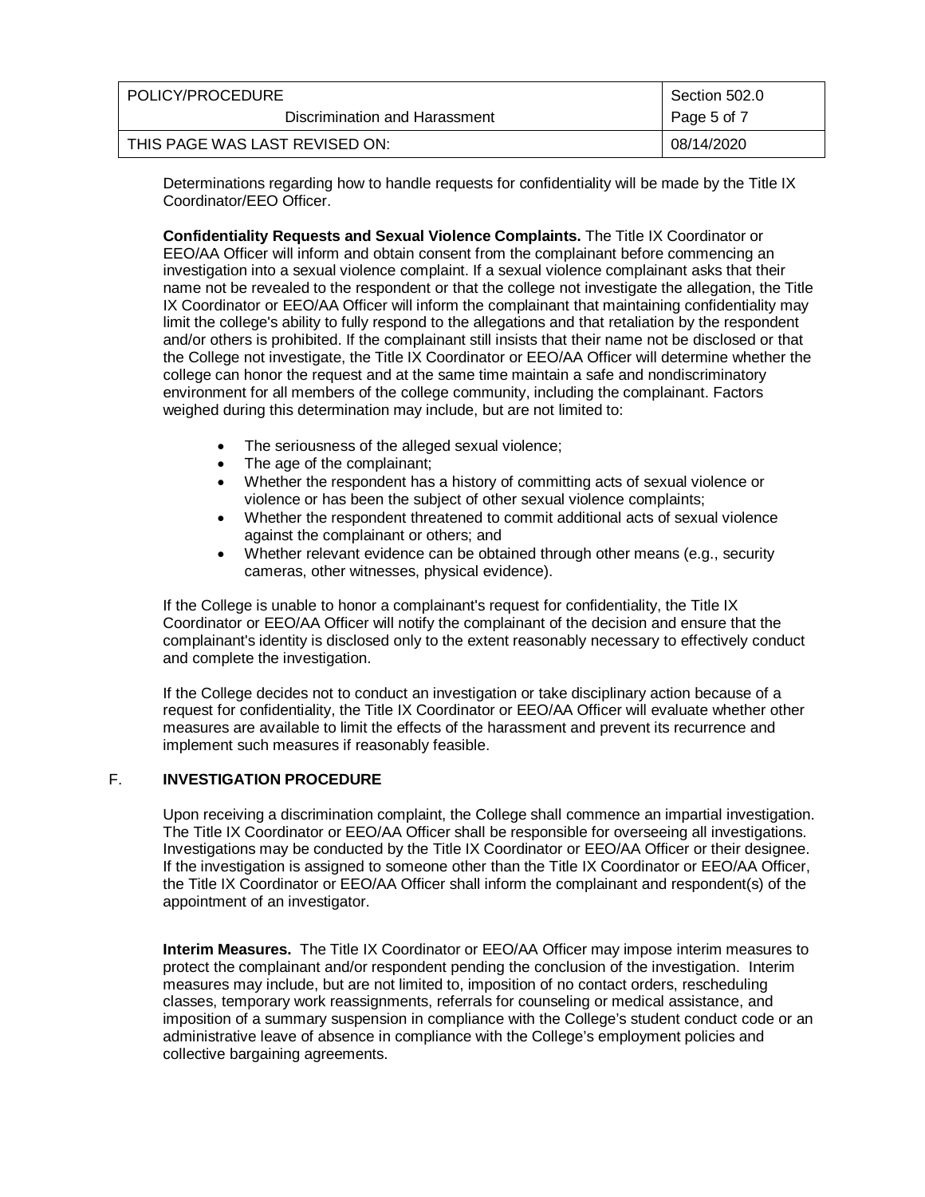Determinations regarding how to handle requests for confidentiality will be made by the Title IX Coordinator/EEO Officer.

**Confidentiality Requests and Sexual Violence Complaints.** The Title IX Coordinator or EEO/AA Officer will inform and obtain consent from the complainant before commencing an investigation into a sexual violence complaint. If a sexual violence complainant asks that their name not be revealed to the respondent or that the college not investigate the allegation, the Title IX Coordinator or EEO/AA Officer will inform the complainant that maintaining confidentiality may limit the college's ability to fully respond to the allegations and that retaliation by the respondent and/or others is prohibited. If the complainant still insists that their name not be disclosed or that the College not investigate, the Title IX Coordinator or EEO/AA Officer will determine whether the college can honor the request and at the same time maintain a safe and nondiscriminatory environment for all members of the college community, including the complainant. Factors weighed during this determination may include, but are not limited to:

- The seriousness of the alleged sexual violence;
- The age of the complainant;
- Whether the respondent has a history of committing acts of sexual violence or violence or has been the subject of other sexual violence complaints;
- Whether the respondent threatened to commit additional acts of sexual violence against the complainant or others; and
- Whether relevant evidence can be obtained through other means (e.g., security cameras, other witnesses, physical evidence).

If the College is unable to honor a complainant's request for confidentiality, the Title IX Coordinator or EEO/AA Officer will notify the complainant of the decision and ensure that the complainant's identity is disclosed only to the extent reasonably necessary to effectively conduct and complete the investigation.

If the College decides not to conduct an investigation or take disciplinary action because of a request for confidentiality, the Title IX Coordinator or EEO/AA Officer will evaluate whether other measures are available to limit the effects of the harassment and prevent its recurrence and implement such measures if reasonably feasible.

## F. INVESTIGATION PROCEDURE

Upon receiving a discrimination complaint, the College shall commence an impartial investigation. The Title IX Coordinator or EEO/AA Officer shall be responsible for overseeing all investigations. Investigations may be conducted by the Title IX Coordinator or EEO/AA Officer or their designee. If the investigation is assigned to someone other than the Title IX Coordinator or EEO/AA Officer, the Title IX Coordinator or EEO/AA Officer shall inform the complainant and respondent(s) of the appointment of an investigator.

**Interim Measures.** The Title IX Coordinator or EEO/AA Officer may impose interim measures to protect the complainant and/or respondent pending the conclusion of the investigation. Interim measures may include, but are not limited to, imposition of no contact orders, rescheduling classes, temporary work reassignments, referrals for counseling or medical assistance, and imposition of a summary suspension in compliance with the College's student conduct code or an administrative leave of absence in compliance with the College's employment policies and collective bargaining agreements.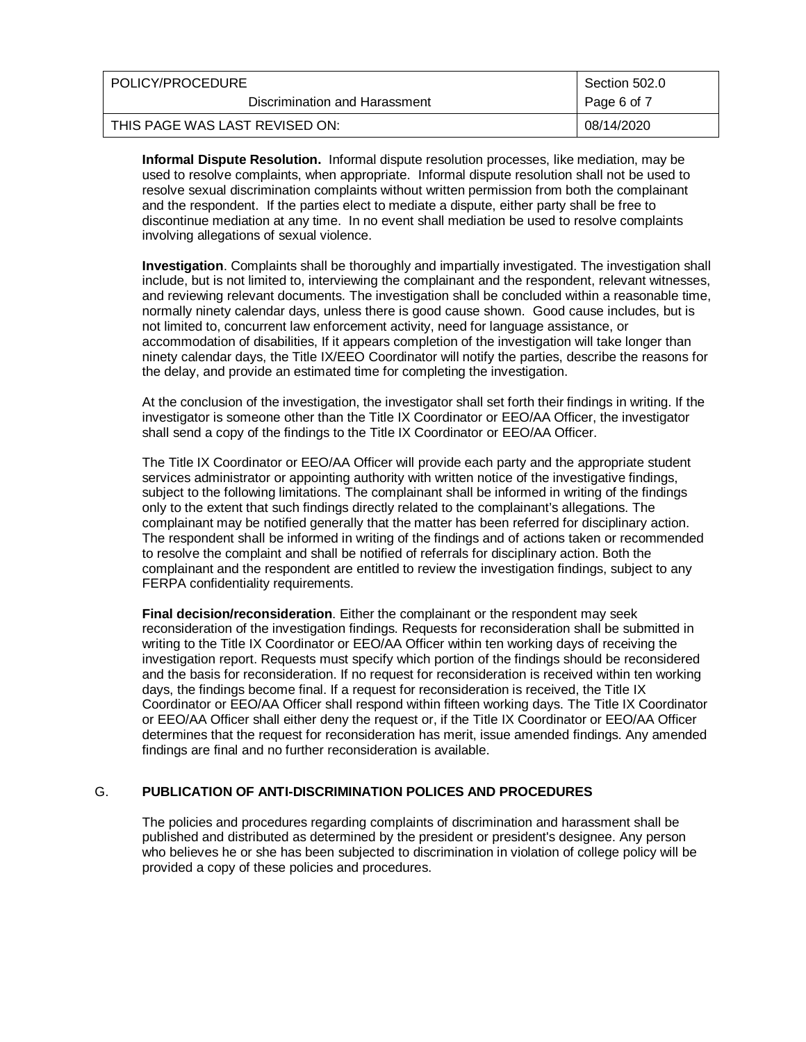**Informal Dispute Resolution.** Informal dispute resolution processes, like mediation, may be used to resolve complaints, when appropriate. Informal dispute resolution shall not be used to resolve sexual discrimination complaints without written permission from both the complainant and the respondent. If the parties elect to mediate a dispute, either party shall be free to discontinue mediation at any time. In no event shall mediation be used to resolve complaints involving allegations of sexual violence.

**Investigation**. Complaints shall be thoroughly and impartially investigated. The investigation shall include, but is not limited to, interviewing the complainant and the respondent, relevant witnesses, and reviewing relevant documents. The investigation shall be concluded within a reasonable time, normally ninety calendar days, unless there is good cause shown. Good cause includes, but is not limited to, concurrent law enforcement activity, need for language assistance, or accommodation of disabilities, If it appears completion of the investigation will take longer than ninety calendar days, the Title IX/EEO Coordinator will notify the parties, describe the reasons for the delay, and provide an estimated time for completing the investigation.

At the conclusion of the investigation, the investigator shall set forth their findings in writing. If the investigator is someone other than the Title IX Coordinator or EEO/AA Officer, the investigator shall send a copy of the findings to the Title IX Coordinator or EEO/AA Officer.

The Title IX Coordinator or EEO/AA Officer will provide each party and the appropriate student services administrator or appointing authority with written notice of the investigative findings, subject to the following limitations. The complainant shall be informed in writing of the findings only to the extent that such findings directly related to the complainant's allegations. The complainant may be notified generally that the matter has been referred for disciplinary action. The respondent shall be informed in writing of the findings and of actions taken or recommended to resolve the complaint and shall be notified of referrals for disciplinary action. Both the complainant and the respondent are entitled to review the investigation findings, subject to any FERPA confidentiality requirements.

**Final decision/reconsideration**. Either the complainant or the respondent may seek reconsideration of the investigation findings. Requests for reconsideration shall be submitted in writing to the Title IX Coordinator or EEO/AA Officer within ten working days of receiving the investigation report. Requests must specify which portion of the findings should be reconsidered and the basis for reconsideration. If no request for reconsideration is received within ten working days, the findings become final. If a request for reconsideration is received, the Title IX Coordinator or EEO/AA Officer shall respond within fifteen working days. The Title IX Coordinator or EEO/AA Officer shall either deny the request or, if the Title IX Coordinator or EEO/AA Officer determines that the request for reconsideration has merit, issue amended findings. Any amended findings are final and no further reconsideration is available.

## G. PUBLICATION OF ANTI-DISCRIMINATION POLICES AND PROCEDURES

The policies and procedures regarding complaints of discrimination and harassment shall be published and distributed as determined by the president or president's designee. Any person who believes he or she has been subjected to discrimination in violation of college policy will be provided a copy of these policies and procedures.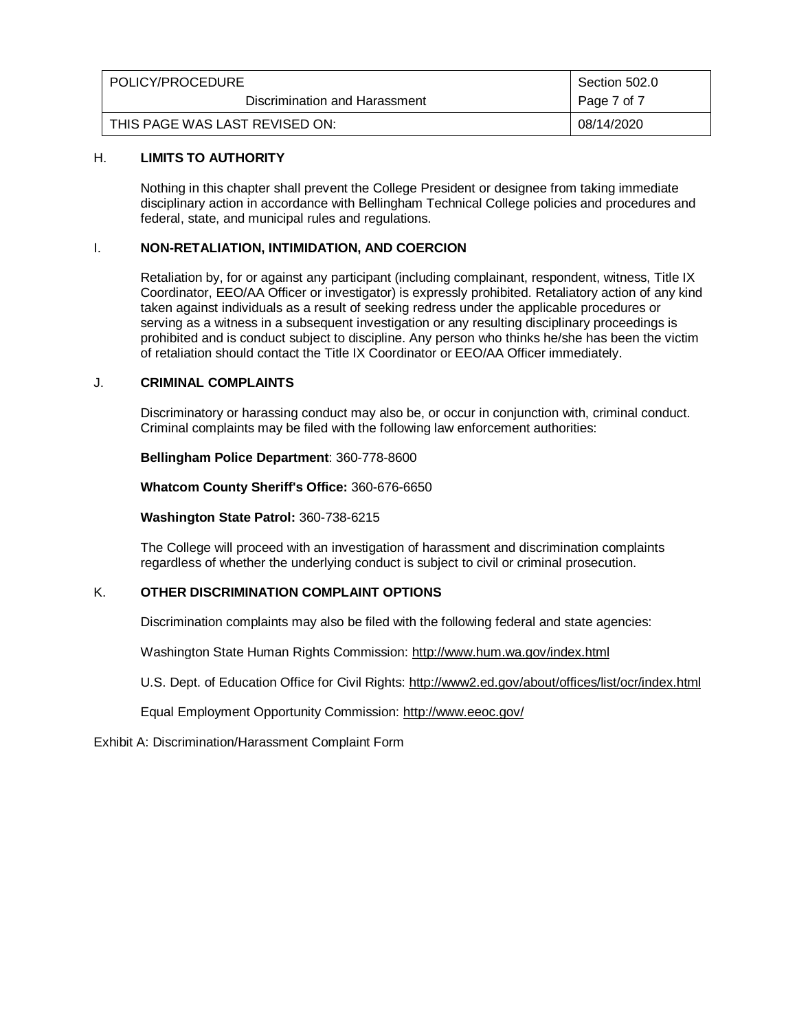### H. **LIMITS TO AUTHORITY**

Nothing in this chapter shall prevent the College President or designee from taking immediate disciplinary action in accordance with Bellingham Technical College policies and procedures and federal, state, and municipal rules and regulations.

### I. **NON-RETALIATION, INTIMIDATION, AND COERCION**

Retaliation by, for or against any participant (including complainant, respondent, witness, Title IX Coordinator, EEO/AA Officer or investigator) is expressly prohibited. Retaliatory action of any kind taken against individuals as a result of seeking redress under the applicable procedures or serving as a witness in a subsequent investigation or any resulting disciplinary proceedings is prohibited and is conduct subject to discipline. Any person who thinks he/she has been the victim of retaliation should contact the Title IX Coordinator or EEO/AA Officer immediately.

### J. **CRIMINAL COMPLAINTS**

Discriminatory or harassing conduct may also be, or occur in conjunction with, criminal conduct. Criminal complaints may be filed with the following law enforcement authorities:

**Bellingham Police Department**: 360-778-8600

**Whatcom County Sheriff's Office:** 360-676-6650

**Washington State Patrol:** 360-738-6215

The College will proceed with an investigation of harassment and discrimination complaints regardless of whether the underlying conduct is subject to civil or criminal prosecution.

### K. **OTHER DISCRIMINATION COMPLAINT OPTIONS**

Discrimination complaints may also be filed with the following federal and state agencies:

Washington State Human Rights Commission: http://www.hum.wa.gov/index.html

U.S. Dept. of Education Office for Civil Rights: http://www2.ed.gov/about/offices/list/ocr/index.html

Equal Employment Opportunity Commission: http://www.eeoc.gov/

Exhibit A: Discrimination/Harassment Complaint Form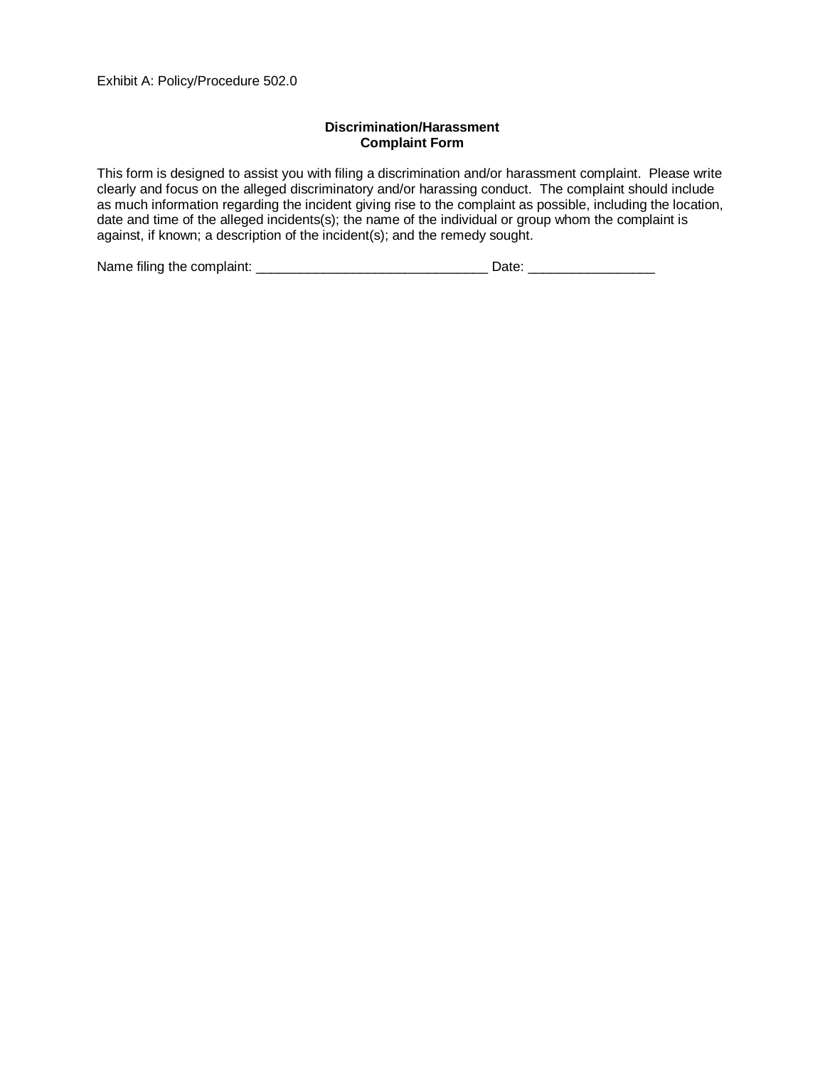Exhibit A: Policy/Procedure 502.0

**Discrimination/Harassment**
**Complaint Form**

This form is designed to assist you with filing a discrimination and/or harassment complaint. Please write clearly and focus on the alleged discriminatory and/or harassing conduct. The complaint should include as much information regarding the incident giving rise to the complaint as possible, including the location, date and time of the alleged incidents(s); the name of the individual or group whom the complaint is against, if known; a description of the incident(s); and the remedy sought.

Name filing the complaint: _______________________________ Date: _________________